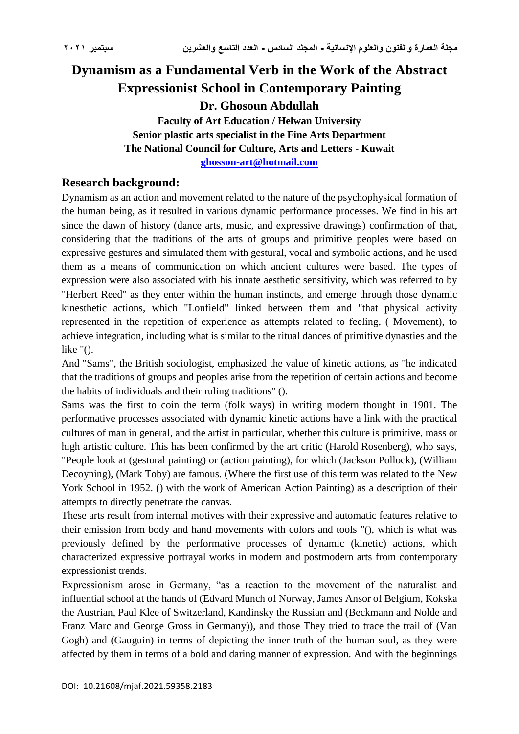# Dynamism as a Fundamental Verb in the Work of the Abstract Expressionist School in Contemporary Painting

**Dr. Ghosoun Abdullah**

**Faculty of Art Education / Helwan University**
**Senior plastic arts specialist in the Fine Arts Department**
**The National Council for Culture, Arts and Letters - Kuwait**
**ghosson-art@hotmail.com**

## Research background:

Dynamism as an action and movement related to the nature of the psychophysical formation of the human being, as it resulted in various dynamic performance processes. We find in his art since the dawn of history (dance arts, music, and expressive drawings) confirmation of that, considering that the traditions of the arts of groups and primitive peoples were based on expressive gestures and simulated them with gestural, vocal and symbolic actions, and he used them as a means of communication on which ancient cultures were based. The types of expression were also associated with his innate aesthetic sensitivity, which was referred to by "Herbert Reed" as they enter within the human instincts, and emerge through those dynamic kinesthetic actions, which "Lonfield" linked between them and "that physical activity represented in the repetition of experience as attempts related to feeling, ( Movement), to achieve integration, including what is similar to the ritual dances of primitive dynasties and the like "().

And "Sams", the British sociologist, emphasized the value of kinetic actions, as "he indicated that the traditions of groups and peoples arise from the repetition of certain actions and become the habits of individuals and their ruling traditions" ().

Sams was the first to coin the term (folk ways) in writing modern thought in 1901. The performative processes associated with dynamic kinetic actions have a link with the practical cultures of man in general, and the artist in particular, whether this culture is primitive, mass or high artistic culture. This has been confirmed by the art critic (Harold Rosenberg), who says, "People look at (gestural painting) or (action painting), for which (Jackson Pollock), (William Decoyning), (Mark Toby) are famous. (Where the first use of this term was related to the New York School in 1952. () with the work of American Action Painting) as a description of their attempts to directly penetrate the canvas.

These arts result from internal motives with their expressive and automatic features relative to their emission from body and hand movements with colors and tools "(), which is what was previously defined by the performative processes of dynamic (kinetic) actions, which characterized expressive portrayal works in modern and postmodern arts from contemporary expressionist trends.

Expressionism arose in Germany, "as a reaction to the movement of the naturalist and influential school at the hands of (Edvard Munch of Norway, James Ansor of Belgium, Kokska the Austrian, Paul Klee of Switzerland, Kandinsky the Russian and (Beckmann and Nolde and Franz Marc and George Gross in Germany)), and those They tried to trace the trail of (Van Gogh) and (Gauguin) in terms of depicting the inner truth of the human soul, as they were affected by them in terms of a bold and daring manner of expression. And with the beginnings

DOI: 10.21608/mjaf.2021.59358.2183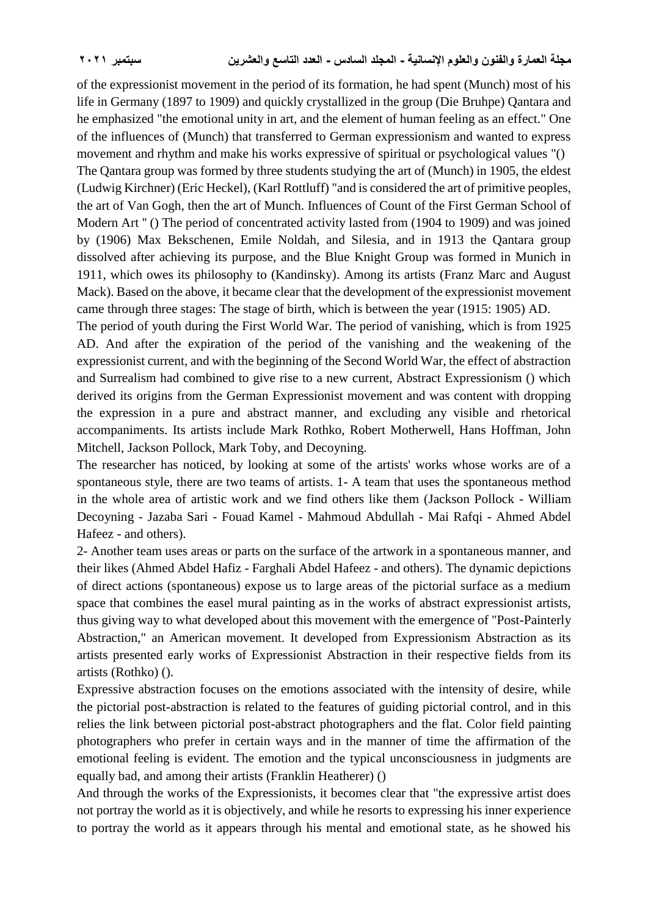of the expressionist movement in the period of its formation, he had spent (Munch) most of his life in Germany (1897 to 1909) and quickly crystallized in the group (Die Bruhpe) Qantara and he emphasized "the emotional unity in art, and the element of human feeling as an effect." One of the influences of (Munch) that transferred to German expressionism and wanted to express movement and rhythm and make his works expressive of spiritual or psychological values "()

The Qantara group was formed by three students studying the art of (Munch) in 1905, the eldest (Ludwig Kirchner) (Eric Heckel), (Karl Rottluff) "and is considered the art of primitive peoples, the art of Van Gogh, then the art of Munch. Influences of Count of the First German School of Modern Art " () The period of concentrated activity lasted from (1904 to 1909) and was joined by (1906) Max Bekschenen, Emile Noldah, and Silesia, and in 1913 the Qantara group dissolved after achieving its purpose, and the Blue Knight Group was formed in Munich in 1911, which owes its philosophy to (Kandinsky). Among its artists (Franz Marc and August Mack). Based on the above, it became clear that the development of the expressionist movement came through three stages: The stage of birth, which is between the year (1915: 1905) AD.

The period of youth during the First World War. The period of vanishing, which is from 1925 AD. And after the expiration of the period of the vanishing and the weakening of the expressionist current, and with the beginning of the Second World War, the effect of abstraction and Surrealism had combined to give rise to a new current, Abstract Expressionism () which derived its origins from the German Expressionist movement and was content with dropping the expression in a pure and abstract manner, and excluding any visible and rhetorical accompaniments. Its artists include Mark Rothko, Robert Motherwell, Hans Hoffman, John Mitchell, Jackson Pollock, Mark Toby, and Decoyning.

The researcher has noticed, by looking at some of the artists' works whose works are of a spontaneous style, there are two teams of artists. 1- A team that uses the spontaneous method in the whole area of artistic work and we find others like them (Jackson Pollock - William Decoyning - Jazaba Sari - Fouad Kamel - Mahmoud Abdullah - Mai Rafqi - Ahmed Abdel Hafeez - and others).

2- Another team uses areas or parts on the surface of the artwork in a spontaneous manner, and their likes (Ahmed Abdel Hafiz - Farghali Abdel Hafeez - and others). The dynamic depictions of direct actions (spontaneous) expose us to large areas of the pictorial surface as a medium space that combines the easel mural painting as in the works of abstract expressionist artists, thus giving way to what developed about this movement with the emergence of "Post-Painterly Abstraction," an American movement. It developed from Expressionism Abstraction as its artists presented early works of Expressionist Abstraction in their respective fields from its artists (Rothko) ().

Expressive abstraction focuses on the emotions associated with the intensity of desire, while the pictorial post-abstraction is related to the features of guiding pictorial control, and in this relies the link between pictorial post-abstract photographers and the flat. Color field painting photographers who prefer in certain ways and in the manner of time the affirmation of the emotional feeling is evident. The emotion and the typical unconsciousness in judgments are equally bad, and among their artists (Franklin Heatherer) ()

And through the works of the Expressionists, it becomes clear that "the expressive artist does not portray the world as it is objectively, and while he resorts to expressing his inner experience to portray the world as it appears through his mental and emotional state, as he showed his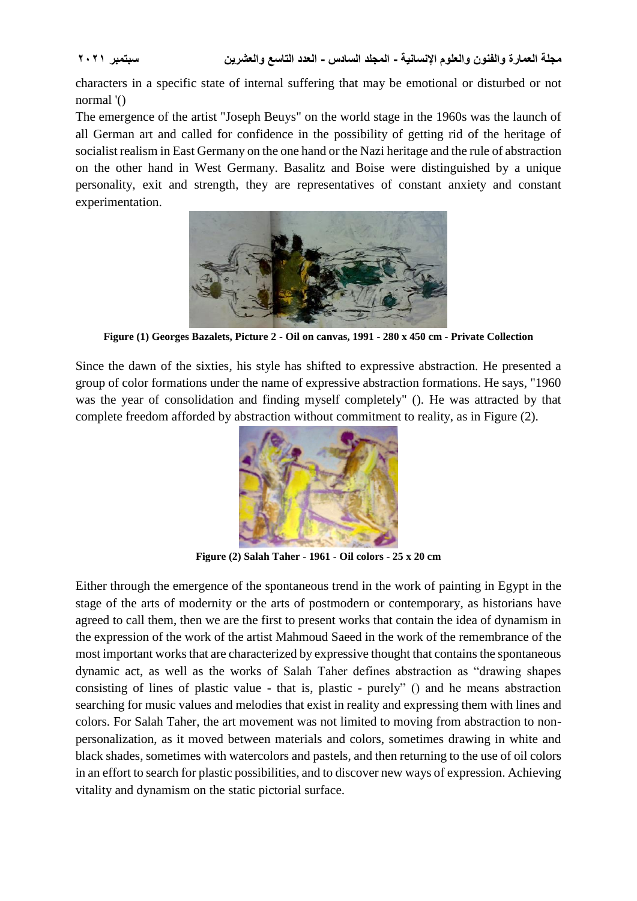characters in a specific state of internal suffering that may be emotional or disturbed or not normal '()

The emergence of the artist "Joseph Beuys" on the world stage in the 1960s was the launch of all German art and called for confidence in the possibility of getting rid of the heritage of socialist realism in East Germany on the one hand or the Nazi heritage and the rule of abstraction on the other hand in West Germany. Basalitz and Boise were distinguished by a unique personality, exit and strength, they are representatives of constant anxiety and constant experimentation.

**Figure (1) Georges Bazalets, Picture 2 - Oil on canvas, 1991 - 280 x 450 cm - Private Collection**

Since the dawn of the sixties, his style has shifted to expressive abstraction. He presented a group of color formations under the name of expressive abstraction formations. He says, "1960 was the year of consolidation and finding myself completely" (). He was attracted by that complete freedom afforded by abstraction without commitment to reality, as in Figure (2).

**Figure (2) Salah Taher - 1961 - Oil colors - 25 x 20 cm**

Either through the emergence of the spontaneous trend in the work of painting in Egypt in the stage of the arts of modernity or the arts of postmodern or contemporary, as historians have agreed to call them, then we are the first to present works that contain the idea of dynamism in the expression of the work of the artist Mahmoud Saeed in the work of the remembrance of the most important works that are characterized by expressive thought that contains the spontaneous dynamic act, as well as the works of Salah Taher defines abstraction as "drawing shapes consisting of lines of plastic value - that is, plastic - purely" () and he means abstraction searching for music values and melodies that exist in reality and expressing them with lines and colors. For Salah Taher, the art movement was not limited to moving from abstraction to non-personalization, as it moved between materials and colors, sometimes drawing in white and black shades, sometimes with watercolors and pastels, and then returning to the use of oil colors in an effort to search for plastic possibilities, and to discover new ways of expression. Achieving vitality and dynamism on the static pictorial surface.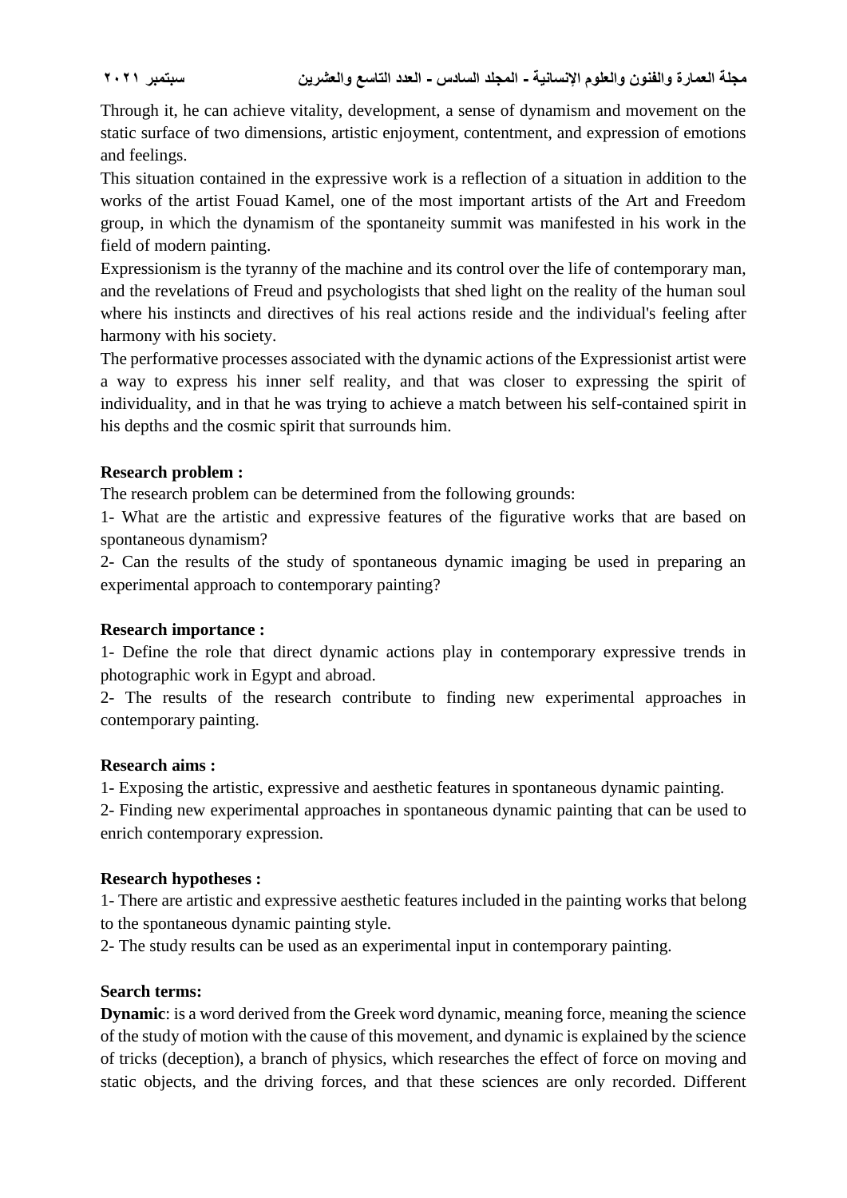Through it, he can achieve vitality, development, a sense of dynamism and movement on the static surface of two dimensions, artistic enjoyment, contentment, and expression of emotions and feelings.

This situation contained in the expressive work is a reflection of a situation in addition to the works of the artist Fouad Kamel, one of the most important artists of the Art and Freedom group, in which the dynamism of the spontaneity summit was manifested in his work in the field of modern painting.

Expressionism is the tyranny of the machine and its control over the life of contemporary man, and the revelations of Freud and psychologists that shed light on the reality of the human soul where his instincts and directives of his real actions reside and the individual's feeling after harmony with his society.

The performative processes associated with the dynamic actions of the Expressionist artist were a way to express his inner self reality, and that was closer to expressing the spirit of individuality, and in that he was trying to achieve a match between his self-contained spirit in his depths and the cosmic spirit that surrounds him.

**Research problem :**

The research problem can be determined from the following grounds:

1- What are the artistic and expressive features of the figurative works that are based on spontaneous dynamism?

2- Can the results of the study of spontaneous dynamic imaging be used in preparing an experimental approach to contemporary painting?

**Research importance :**

1- Define the role that direct dynamic actions play in contemporary expressive trends in photographic work in Egypt and abroad.

2- The results of the research contribute to finding new experimental approaches in contemporary painting.

**Research aims :**

1- Exposing the artistic, expressive and aesthetic features in spontaneous dynamic painting.

2- Finding new experimental approaches in spontaneous dynamic painting that can be used to enrich contemporary expression.

**Research hypotheses :**

1- There are artistic and expressive aesthetic features included in the painting works that belong to the spontaneous dynamic painting style.

2- The study results can be used as an experimental input in contemporary painting.

**Search terms:**

**Dynamic**: is a word derived from the Greek word dynamic, meaning force, meaning the science of the study of motion with the cause of this movement, and dynamic is explained by the science of tricks (deception), a branch of physics, which researches the effect of force on moving and static objects, and the driving forces, and that these sciences are only recorded. Different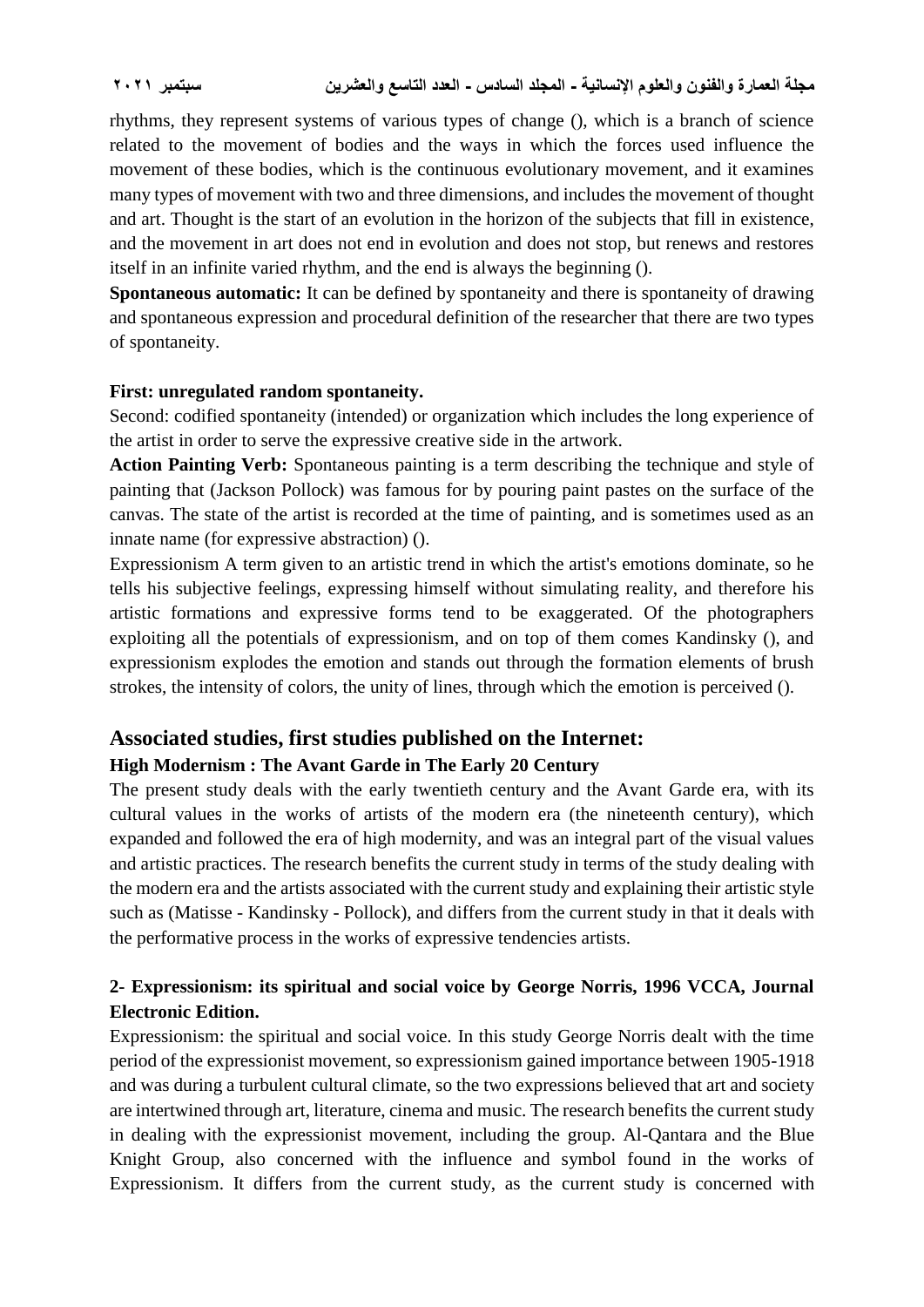rhythms, they represent systems of various types of change (), which is a branch of science related to the movement of bodies and the ways in which the forces used influence the movement of these bodies, which is the continuous evolutionary movement, and it examines many types of movement with two and three dimensions, and includes the movement of thought and art. Thought is the start of an evolution in the horizon of the subjects that fill in existence, and the movement in art does not end in evolution and does not stop, but renews and restores itself in an infinite varied rhythm, and the end is always the beginning ().

**Spontaneous automatic:** It can be defined by spontaneity and there is spontaneity of drawing and spontaneous expression and procedural definition of the researcher that there are two types of spontaneity.

**First: unregulated random spontaneity.**

Second: codified spontaneity (intended) or organization which includes the long experience of the artist in order to serve the expressive creative side in the artwork.

**Action Painting Verb:** Spontaneous painting is a term describing the technique and style of painting that (Jackson Pollock) was famous for by pouring paint pastes on the surface of the canvas. The state of the artist is recorded at the time of painting, and is sometimes used as an innate name (for expressive abstraction) ().

Expressionism A term given to an artistic trend in which the artist's emotions dominate, so he tells his subjective feelings, expressing himself without simulating reality, and therefore his artistic formations and expressive forms tend to be exaggerated. Of the photographers exploiting all the potentials of expressionism, and on top of them comes Kandinsky (), and expressionism explodes the emotion and stands out through the formation elements of brush strokes, the intensity of colors, the unity of lines, through which the emotion is perceived ().

## Associated studies, first studies published on the Internet:

### High Modernism : The Avant Garde in The Early 20 Century

The present study deals with the early twentieth century and the Avant Garde era, with its cultural values in the works of artists of the modern era (the nineteenth century), which expanded and followed the era of high modernity, and was an integral part of the visual values and artistic practices. The research benefits the current study in terms of the study dealing with the modern era and the artists associated with the current study and explaining their artistic style such as (Matisse - Kandinsky - Pollock), and differs from the current study in that it deals with the performative process in the works of expressive tendencies artists.

### 2- Expressionism: its spiritual and social voice by George Norris, 1996 VCCA, Journal Electronic Edition.

Expressionism: the spiritual and social voice. In this study George Norris dealt with the time period of the expressionist movement, so expressionism gained importance between 1905-1918 and was during a turbulent cultural climate, so the two expressions believed that art and society are intertwined through art, literature, cinema and music. The research benefits the current study in dealing with the expressionist movement, including the group. Al-Qantara and the Blue Knight Group, also concerned with the influence and symbol found in the works of Expressionism. It differs from the current study, as the current study is concerned with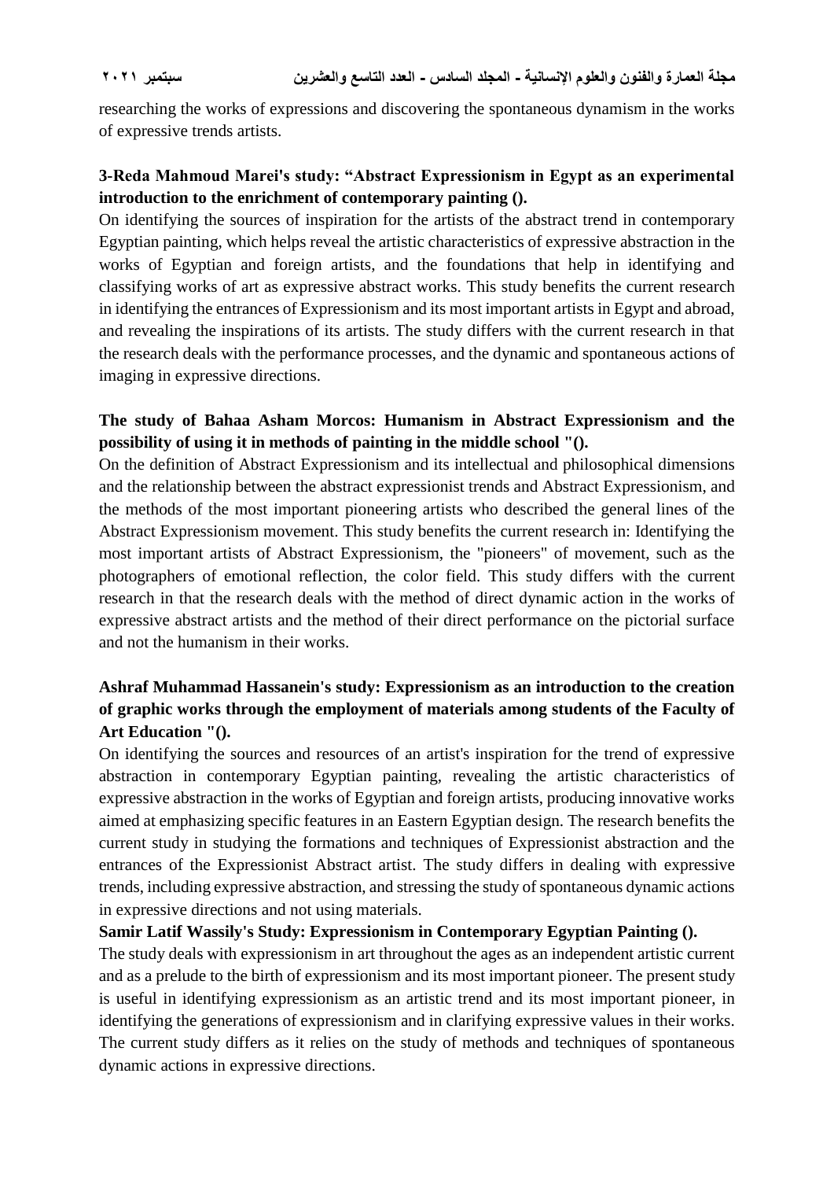researching the works of expressions and discovering the spontaneous dynamism in the works of expressive trends artists.

**3-Reda Mahmoud Marei's study: "Abstract Expressionism in Egypt as an experimental introduction to the enrichment of contemporary painting ().**

On identifying the sources of inspiration for the artists of the abstract trend in contemporary Egyptian painting, which helps reveal the artistic characteristics of expressive abstraction in the works of Egyptian and foreign artists, and the foundations that help in identifying and classifying works of art as expressive abstract works. This study benefits the current research in identifying the entrances of Expressionism and its most important artists in Egypt and abroad, and revealing the inspirations of its artists. The study differs with the current research in that the research deals with the performance processes, and the dynamic and spontaneous actions of imaging in expressive directions.

**The study of Bahaa Asham Morcos: Humanism in Abstract Expressionism and the possibility of using it in methods of painting in the middle school "().**

On the definition of Abstract Expressionism and its intellectual and philosophical dimensions and the relationship between the abstract expressionist trends and Abstract Expressionism, and the methods of the most important pioneering artists who described the general lines of the Abstract Expressionism movement. This study benefits the current research in: Identifying the most important artists of Abstract Expressionism, the "pioneers" of movement, such as the photographers of emotional reflection, the color field. This study differs with the current research in that the research deals with the method of direct dynamic action in the works of expressive abstract artists and the method of their direct performance on the pictorial surface and not the humanism in their works.

**Ashraf Muhammad Hassanein's study: Expressionism as an introduction to the creation of graphic works through the employment of materials among students of the Faculty of Art Education "().**

On identifying the sources and resources of an artist's inspiration for the trend of expressive abstraction in contemporary Egyptian painting, revealing the artistic characteristics of expressive abstraction in the works of Egyptian and foreign artists, producing innovative works aimed at emphasizing specific features in an Eastern Egyptian design. The research benefits the current study in studying the formations and techniques of Expressionist abstraction and the entrances of the Expressionist Abstract artist. The study differs in dealing with expressive trends, including expressive abstraction, and stressing the study of spontaneous dynamic actions in expressive directions and not using materials.

**Samir Latif Wassily's Study: Expressionism in Contemporary Egyptian Painting ().**

The study deals with expressionism in art throughout the ages as an independent artistic current and as a prelude to the birth of expressionism and its most important pioneer. The present study is useful in identifying expressionism as an artistic trend and its most important pioneer, in identifying the generations of expressionism and in clarifying expressive values in their works. The current study differs as it relies on the study of methods and techniques of spontaneous dynamic actions in expressive directions.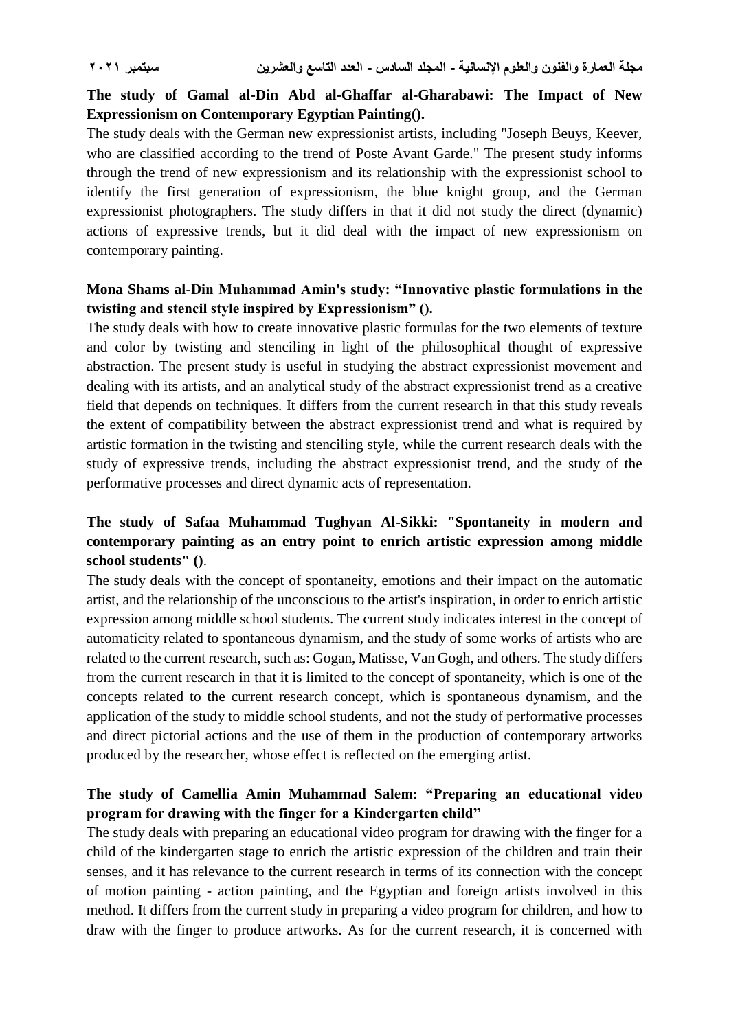**The study of Gamal al-Din Abd al-Ghaffar al-Gharabawi: The Impact of New Expressionism on Contemporary Egyptian Painting().**

The study deals with the German new expressionist artists, including "Joseph Beuys, Keever, who are classified according to the trend of Poste Avant Garde." The present study informs through the trend of new expressionism and its relationship with the expressionist school to identify the first generation of expressionism, the blue knight group, and the German expressionist photographers. The study differs in that it did not study the direct (dynamic) actions of expressive trends, but it did deal with the impact of new expressionism on contemporary painting.

**Mona Shams al-Din Muhammad Amin's study: "Innovative plastic formulations in the twisting and stencil style inspired by Expressionism" ().**

The study deals with how to create innovative plastic formulas for the two elements of texture and color by twisting and stenciling in light of the philosophical thought of expressive abstraction. The present study is useful in studying the abstract expressionist movement and dealing with its artists, and an analytical study of the abstract expressionist trend as a creative field that depends on techniques. It differs from the current research in that this study reveals the extent of compatibility between the abstract expressionist trend and what is required by artistic formation in the twisting and stenciling style, while the current research deals with the study of expressive trends, including the abstract expressionist trend, and the study of the performative processes and direct dynamic acts of representation.

**The study of Safaa Muhammad Tughyan Al-Sikki: "Spontaneity in modern and contemporary painting as an entry point to enrich artistic expression among middle school students" ()**.

The study deals with the concept of spontaneity, emotions and their impact on the automatic artist, and the relationship of the unconscious to the artist's inspiration, in order to enrich artistic expression among middle school students. The current study indicates interest in the concept of automaticity related to spontaneous dynamism, and the study of some works of artists who are related to the current research, such as: Gogan, Matisse, Van Gogh, and others. The study differs from the current research in that it is limited to the concept of spontaneity, which is one of the concepts related to the current research concept, which is spontaneous dynamism, and the application of the study to middle school students, and not the study of performative processes and direct pictorial actions and the use of them in the production of contemporary artworks produced by the researcher, whose effect is reflected on the emerging artist.

**The study of Camellia Amin Muhammad Salem: "Preparing an educational video program for drawing with the finger for a Kindergarten child"**

The study deals with preparing an educational video program for drawing with the finger for a child of the kindergarten stage to enrich the artistic expression of the children and train their senses, and it has relevance to the current research in terms of its connection with the concept of motion painting - action painting, and the Egyptian and foreign artists involved in this method. It differs from the current study in preparing a video program for children, and how to draw with the finger to produce artworks. As for the current research, it is concerned with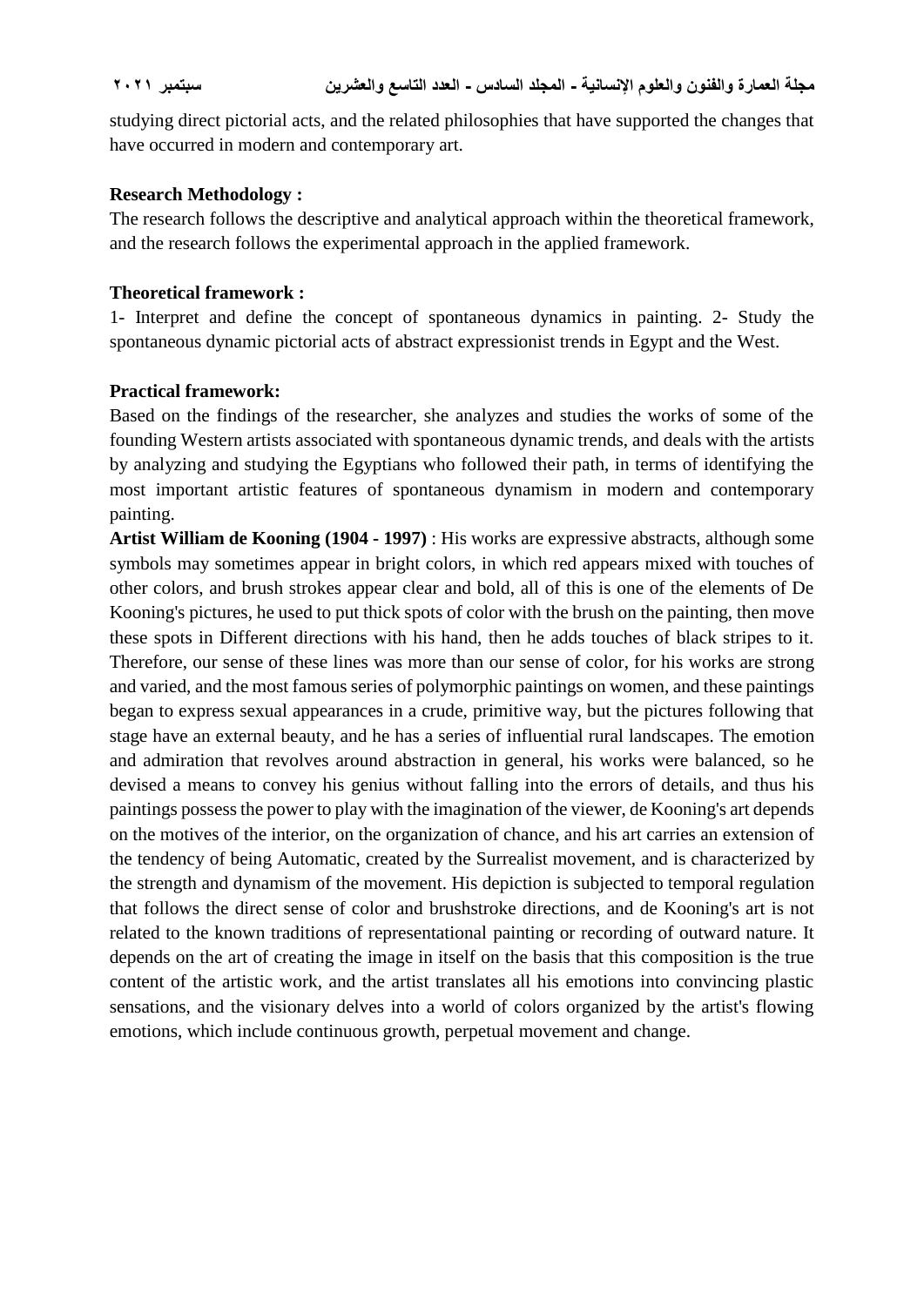studying direct pictorial acts, and the related philosophies that have supported the changes that have occurred in modern and contemporary art.

**Research Methodology :**

The research follows the descriptive and analytical approach within the theoretical framework, and the research follows the experimental approach in the applied framework.

**Theoretical framework :**

1- Interpret and define the concept of spontaneous dynamics in painting. 2- Study the spontaneous dynamic pictorial acts of abstract expressionist trends in Egypt and the West.

**Practical framework:**

Based on the findings of the researcher, she analyzes and studies the works of some of the founding Western artists associated with spontaneous dynamic trends, and deals with the artists by analyzing and studying the Egyptians who followed their path, in terms of identifying the most important artistic features of spontaneous dynamism in modern and contemporary painting.

**Artist William de Kooning (1904 - 1997)** : His works are expressive abstracts, although some symbols may sometimes appear in bright colors, in which red appears mixed with touches of other colors, and brush strokes appear clear and bold, all of this is one of the elements of De Kooning's pictures, he used to put thick spots of color with the brush on the painting, then move these spots in Different directions with his hand, then he adds touches of black stripes to it. Therefore, our sense of these lines was more than our sense of color, for his works are strong and varied, and the most famous series of polymorphic paintings on women, and these paintings began to express sexual appearances in a crude, primitive way, but the pictures following that stage have an external beauty, and he has a series of influential rural landscapes. The emotion and admiration that revolves around abstraction in general, his works were balanced, so he devised a means to convey his genius without falling into the errors of details, and thus his paintings possess the power to play with the imagination of the viewer, de Kooning's art depends on the motives of the interior, on the organization of chance, and his art carries an extension of the tendency of being Automatic, created by the Surrealist movement, and is characterized by the strength and dynamism of the movement. His depiction is subjected to temporal regulation that follows the direct sense of color and brushstroke directions, and de Kooning's art is not related to the known traditions of representational painting or recording of outward nature. It depends on the art of creating the image in itself on the basis that this composition is the true content of the artistic work, and the artist translates all his emotions into convincing plastic sensations, and the visionary delves into a world of colors organized by the artist's flowing emotions, which include continuous growth, perpetual movement and change.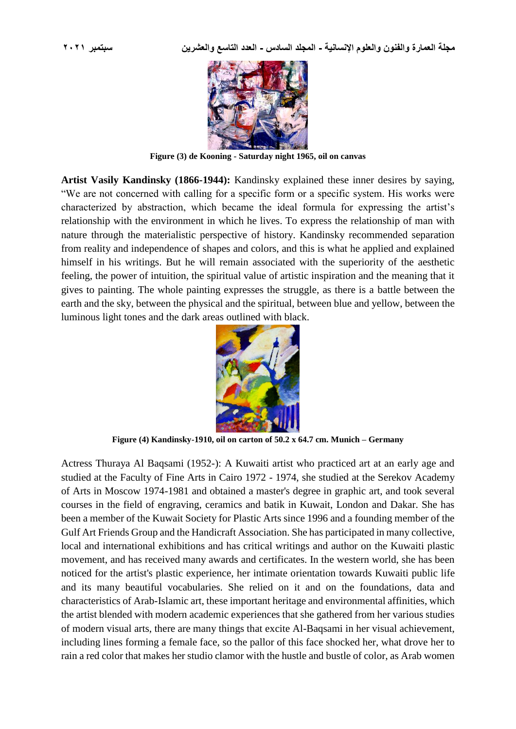**Figure (3) de Kooning - Saturday night 1965, oil on canvas**

**Artist Vasily Kandinsky (1866-1944):** Kandinsky explained these inner desires by saying, “We are not concerned with calling for a specific form or a specific system. His works were characterized by abstraction, which became the ideal formula for expressing the artist’s relationship with the environment in which he lives. To express the relationship of man with nature through the materialistic perspective of history. Kandinsky recommended separation from reality and independence of shapes and colors, and this is what he applied and explained himself in his writings. But he will remain associated with the superiority of the aesthetic feeling, the power of intuition, the spiritual value of artistic inspiration and the meaning that it gives to painting. The whole painting expresses the struggle, as there is a battle between the earth and the sky, between the physical and the spiritual, between blue and yellow, between the luminous light tones and the dark areas outlined with black.

**Figure (4) Kandinsky-1910, oil on carton of 50.2 x 64.7 cm. Munich – Germany**

Actress Thuraya Al Baqsami (1952-): A Kuwaiti artist who practiced art at an early age and studied at the Faculty of Fine Arts in Cairo 1972 - 1974, she studied at the Serekov Academy of Arts in Moscow 1974-1981 and obtained a master's degree in graphic art, and took several courses in the field of engraving, ceramics and batik in Kuwait, London and Dakar. She has been a member of the Kuwait Society for Plastic Arts since 1996 and a founding member of the Gulf Art Friends Group and the Handicraft Association. She has participated in many collective, local and international exhibitions and has critical writings and author on the Kuwaiti plastic movement, and has received many awards and certificates. In the western world, she has been noticed for the artist's plastic experience, her intimate orientation towards Kuwaiti public life and its many beautiful vocabularies. She relied on it and on the foundations, data and characteristics of Arab-Islamic art, these important heritage and environmental affinities, which the artist blended with modern academic experiences that she gathered from her various studies of modern visual arts, there are many things that excite Al-Baqsami in her visual achievement, including lines forming a female face, so the pallor of this face shocked her, what drove her to rain a red color that makes her studio clamor with the hustle and bustle of color, as Arab women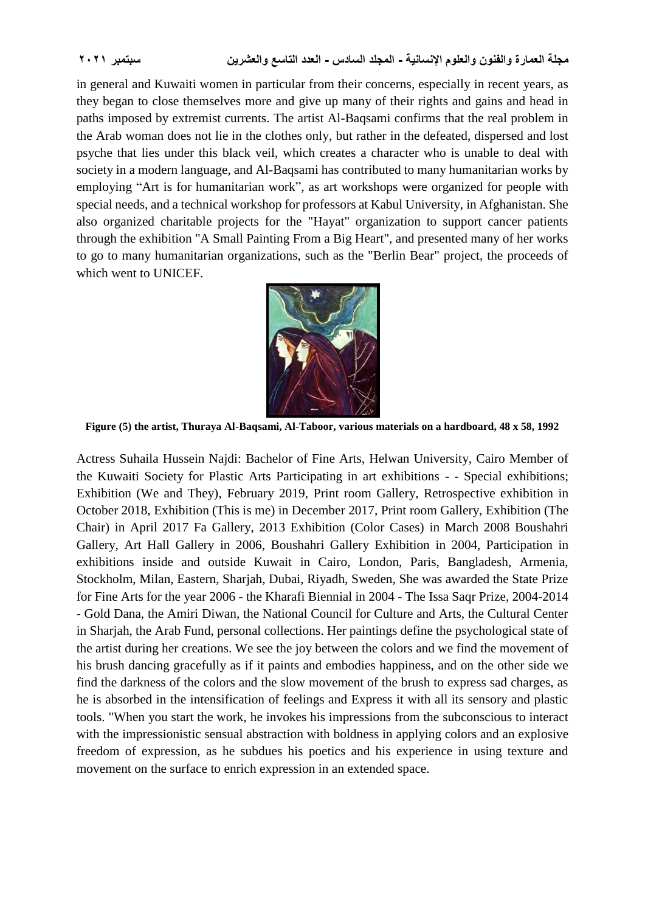in general and Kuwaiti women in particular from their concerns, especially in recent years, as they began to close themselves more and give up many of their rights and gains and head in paths imposed by extremist currents. The artist Al-Baqsami confirms that the real problem in the Arab woman does not lie in the clothes only, but rather in the defeated, dispersed and lost psyche that lies under this black veil, which creates a character who is unable to deal with society in a modern language, and Al-Baqsami has contributed to many humanitarian works by employing "Art is for humanitarian work", as art workshops were organized for people with special needs, and a technical workshop for professors at Kabul University, in Afghanistan. She also organized charitable projects for the "Hayat" organization to support cancer patients through the exhibition "A Small Painting From a Big Heart", and presented many of her works to go to many humanitarian organizations, such as the "Berlin Bear" project, the proceeds of which went to UNICEF.

**Figure (5) the artist, Thuraya Al-Baqsami, Al-Taboor, various materials on a hardboard, 48 x 58, 1992**

Actress Suhaila Hussein Najdi: Bachelor of Fine Arts, Helwan University, Cairo Member of the Kuwaiti Society for Plastic Arts Participating in art exhibitions - - Special exhibitions; Exhibition (We and They), February 2019, Print room Gallery, Retrospective exhibition in October 2018, Exhibition (This is me) in December 2017, Print room Gallery, Exhibition (The Chair) in April 2017 Fa Gallery, 2013 Exhibition (Color Cases) in March 2008 Boushahri Gallery, Art Hall Gallery in 2006, Boushahri Gallery Exhibition in 2004, Participation in exhibitions inside and outside Kuwait in Cairo, London, Paris, Bangladesh, Armenia, Stockholm, Milan, Eastern, Sharjah, Dubai, Riyadh, Sweden, She was awarded the State Prize for Fine Arts for the year 2006 - the Kharafi Biennial in 2004 - The Issa Saqr Prize, 2004-2014 - Gold Dana, the Amiri Diwan, the National Council for Culture and Arts, the Cultural Center in Sharjah, the Arab Fund, personal collections. Her paintings define the psychological state of the artist during her creations. We see the joy between the colors and we find the movement of his brush dancing gracefully as if it paints and embodies happiness, and on the other side we find the darkness of the colors and the slow movement of the brush to express sad charges, as he is absorbed in the intensification of feelings and Express it with all its sensory and plastic tools. "When you start the work, he invokes his impressions from the subconscious to interact with the impressionistic sensual abstraction with boldness in applying colors and an explosive freedom of expression, as he subdues his poetics and his experience in using texture and movement on the surface to enrich expression in an extended space.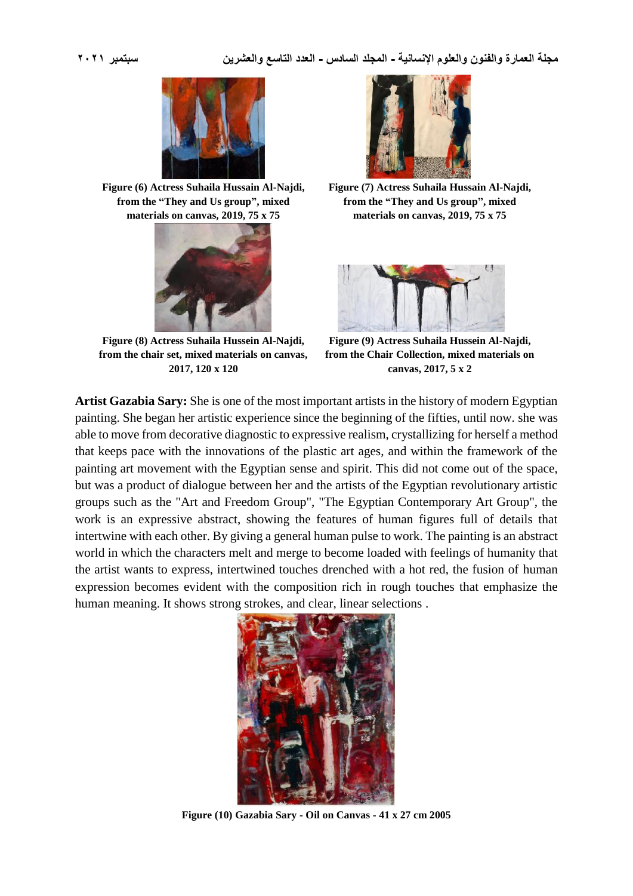Figure (6) Actress Suhaila Hussain Al-Najdi, from the “They and Us group”, mixed materials on canvas, 2019, 75 x 75

Figure (7) Actress Suhaila Hussain Al-Najdi, from the “They and Us group”, mixed materials on canvas, 2019, 75 x 75

Figure (8) Actress Suhaila Hussein Al-Najdi, from the chair set, mixed materials on canvas, 2017, 120 x 120

Figure (9) Actress Suhaila Hussein Al-Najdi, from the Chair Collection, mixed materials on canvas, 2017, 5 x 2

**Artist Gazabia Sary:** She is one of the most important artists in the history of modern Egyptian painting. She began her artistic experience since the beginning of the fifties, until now. she was able to move from decorative diagnostic to expressive realism, crystallizing for herself a method that keeps pace with the innovations of the plastic art ages, and within the framework of the painting art movement with the Egyptian sense and spirit. This did not come out of the space, but was a product of dialogue between her and the artists of the Egyptian revolutionary artistic groups such as the "Art and Freedom Group", "The Egyptian Contemporary Art Group", the work is an expressive abstract, showing the features of human figures full of details that intertwine with each other. By giving a general human pulse to work. The painting is an abstract world in which the characters melt and merge to become loaded with feelings of humanity that the artist wants to express, intertwined touches drenched with a hot red, the fusion of human expression becomes evident with the composition rich in rough touches that emphasize the human meaning. It shows strong strokes, and clear, linear selections .

Figure (10) Gazabia Sary - Oil on Canvas - 41 x 27 cm 2005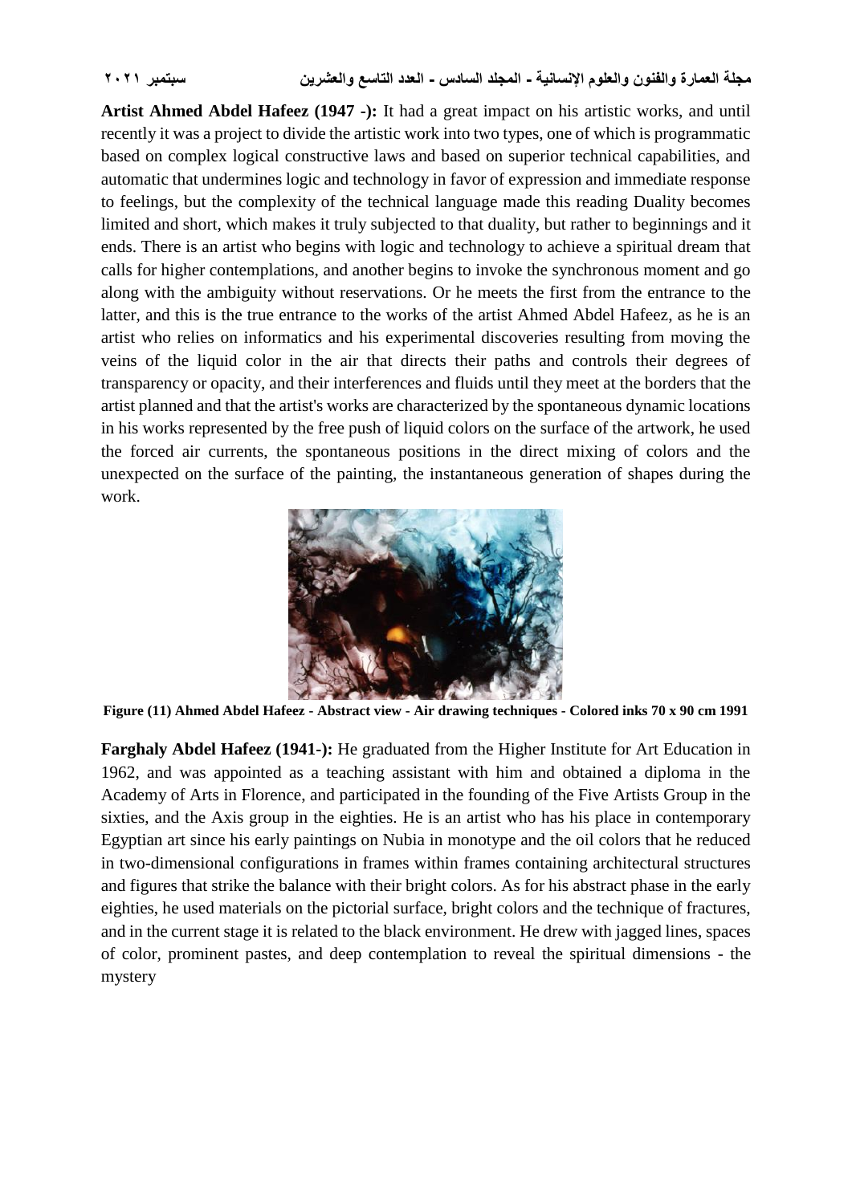**Artist Ahmed Abdel Hafeez (1947 -):** It had a great impact on his artistic works, and until recently it was a project to divide the artistic work into two types, one of which is programmatic based on complex logical constructive laws and based on superior technical capabilities, and automatic that undermines logic and technology in favor of expression and immediate response to feelings, but the complexity of the technical language made this reading Duality becomes limited and short, which makes it truly subjected to that duality, but rather to beginnings and it ends. There is an artist who begins with logic and technology to achieve a spiritual dream that calls for higher contemplations, and another begins to invoke the synchronous moment and go along with the ambiguity without reservations. Or he meets the first from the entrance to the latter, and this is the true entrance to the works of the artist Ahmed Abdel Hafeez, as he is an artist who relies on informatics and his experimental discoveries resulting from moving the veins of the liquid color in the air that directs their paths and controls their degrees of transparency or opacity, and their interferences and fluids until they meet at the borders that the artist planned and that the artist's works are characterized by the spontaneous dynamic locations in his works represented by the free push of liquid colors on the surface of the artwork, he used the forced air currents, the spontaneous positions in the direct mixing of colors and the unexpected on the surface of the painting, the instantaneous generation of shapes during the work.

**Figure (11) Ahmed Abdel Hafeez - Abstract view - Air drawing techniques - Colored inks 70 x 90 cm 1991**

**Farghaly Abdel Hafeez (1941-):** He graduated from the Higher Institute for Art Education in 1962, and was appointed as a teaching assistant with him and obtained a diploma in the Academy of Arts in Florence, and participated in the founding of the Five Artists Group in the sixties, and the Axis group in the eighties. He is an artist who has his place in contemporary Egyptian art since his early paintings on Nubia in monotype and the oil colors that he reduced in two-dimensional configurations in frames within frames containing architectural structures and figures that strike the balance with their bright colors. As for his abstract phase in the early eighties, he used materials on the pictorial surface, bright colors and the technique of fractures, and in the current stage it is related to the black environment. He drew with jagged lines, spaces of color, prominent pastes, and deep contemplation to reveal the spiritual dimensions - the mystery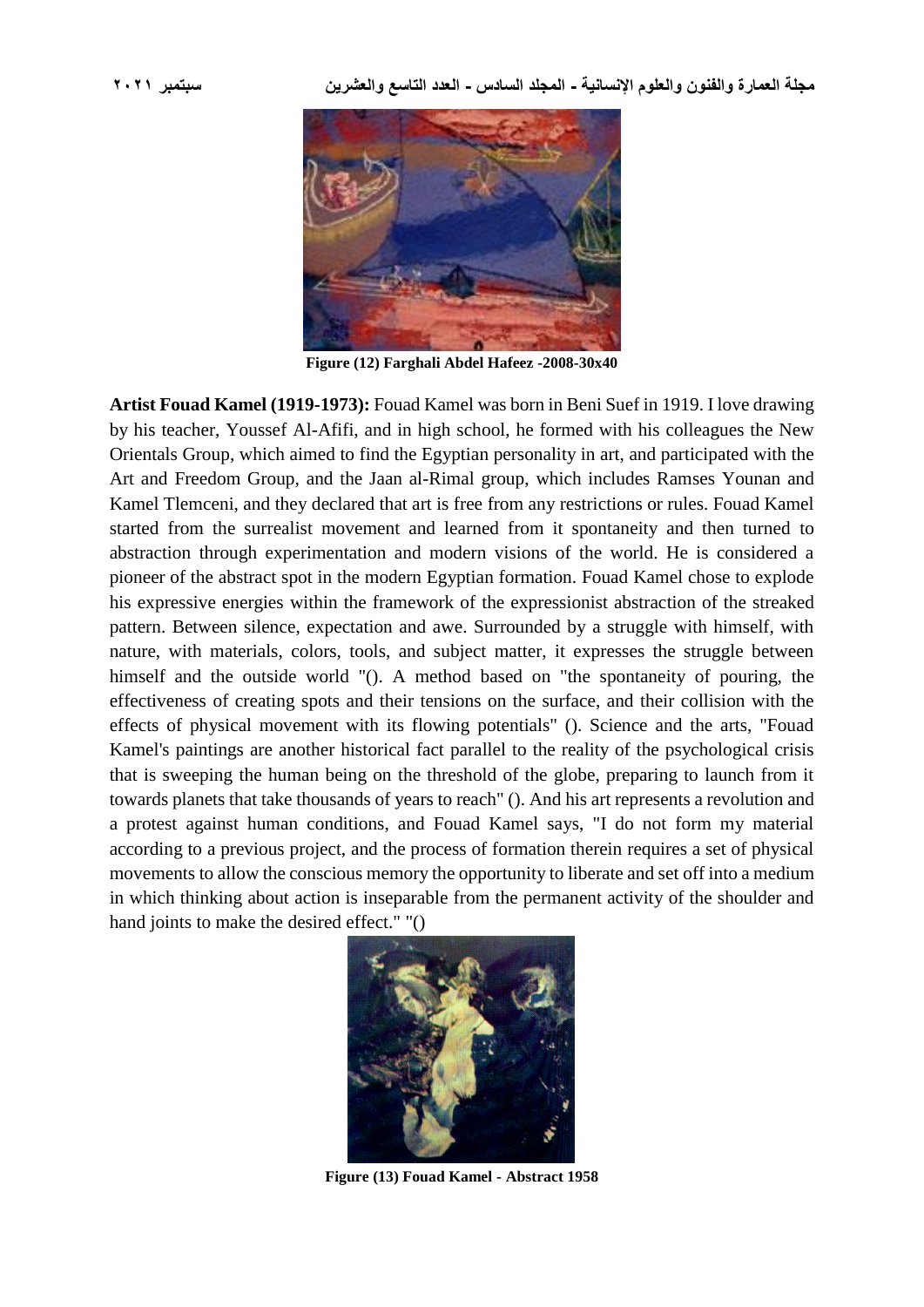Figure (12) Farghali Abdel Hafeez -2008-30x40

**Artist Fouad Kamel (1919-1973):** Fouad Kamel was born in Beni Suef in 1919. I love drawing by his teacher, Youssef Al-Afifi, and in high school, he formed with his colleagues the New Orientals Group, which aimed to find the Egyptian personality in art, and participated with the Art and Freedom Group, and the Jaan al-Rimal group, which includes Ramses Younan and Kamel Tlemceni, and they declared that art is free from any restrictions or rules. Fouad Kamel started from the surrealist movement and learned from it spontaneity and then turned to abstraction through experimentation and modern visions of the world. He is considered a pioneer of the abstract spot in the modern Egyptian formation. Fouad Kamel chose to explode his expressive energies within the framework of the expressionist abstraction of the streaked pattern. Between silence, expectation and awe. Surrounded by a struggle with himself, with nature, with materials, colors, tools, and subject matter, it expresses the struggle between himself and the outside world "(). A method based on "the spontaneity of pouring, the effectiveness of creating spots and their tensions on the surface, and their collision with the effects of physical movement with its flowing potentials" (). Science and the arts, "Fouad Kamel's paintings are another historical fact parallel to the reality of the psychological crisis that is sweeping the human being on the threshold of the globe, preparing to launch from it towards planets that take thousands of years to reach" (). And his art represents a revolution and a protest against human conditions, and Fouad Kamel says, "I do not form my material according to a previous project, and the process of formation therein requires a set of physical movements to allow the conscious memory the opportunity to liberate and set off into a medium in which thinking about action is inseparable from the permanent activity of the shoulder and hand joints to make the desired effect." "()

Figure (13) Fouad Kamel - Abstract 1958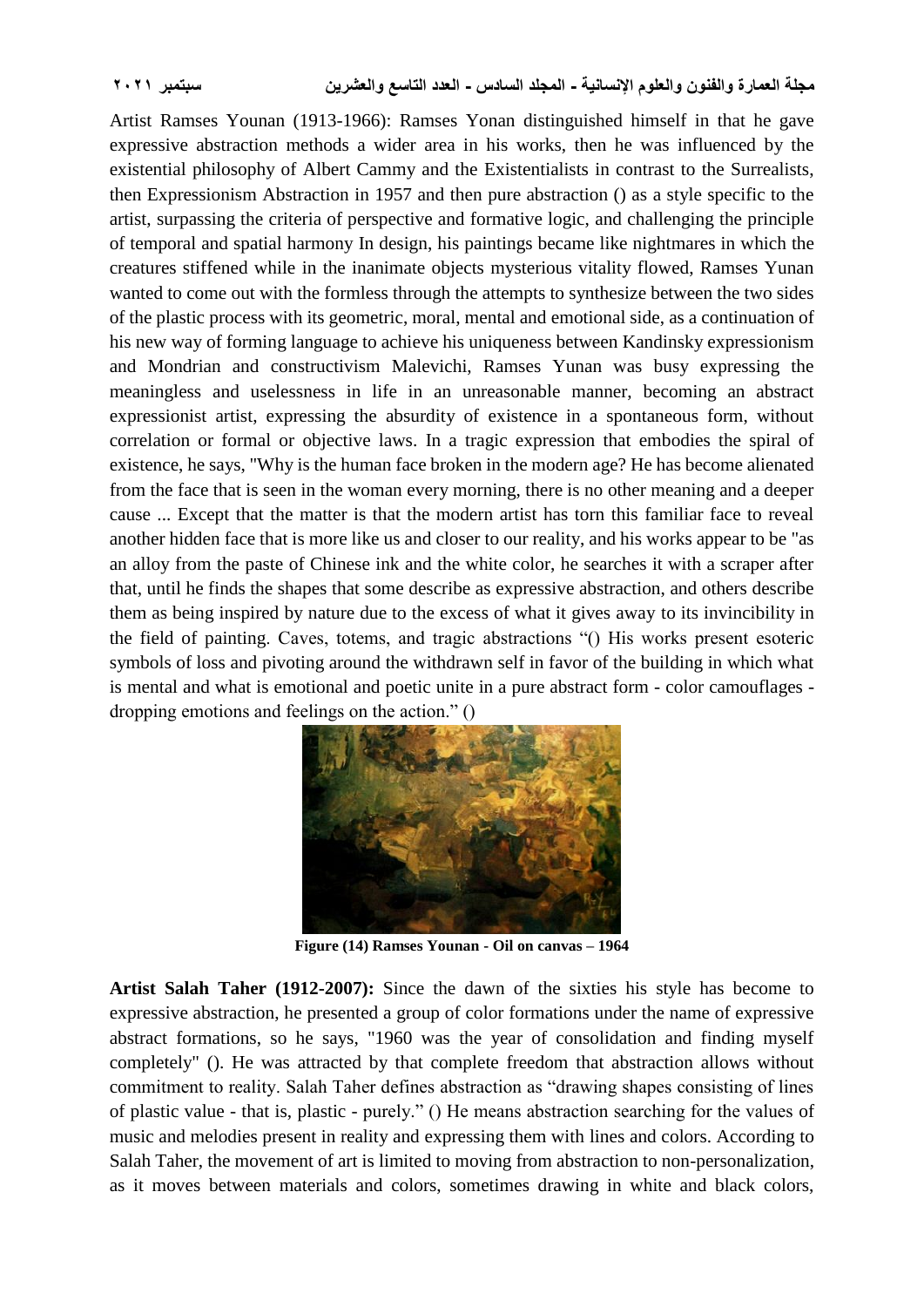Artist Ramses Younan (1913-1966): Ramses Yonan distinguished himself in that he gave expressive abstraction methods a wider area in his works, then he was influenced by the existential philosophy of Albert Cammy and the Existentialists in contrast to the Surrealists, then Expressionism Abstraction in 1957 and then pure abstraction () as a style specific to the artist, surpassing the criteria of perspective and formative logic, and challenging the principle of temporal and spatial harmony In design, his paintings became like nightmares in which the creatures stiffened while in the inanimate objects mysterious vitality flowed, Ramses Yunan wanted to come out with the formless through the attempts to synthesize between the two sides of the plastic process with its geometric, moral, mental and emotional side, as a continuation of his new way of forming language to achieve his uniqueness between Kandinsky expressionism and Mondrian and constructivism Malevichi, Ramses Yunan was busy expressing the meaningless and uselessness in life in an unreasonable manner, becoming an abstract expressionist artist, expressing the absurdity of existence in a spontaneous form, without correlation or formal or objective laws. In a tragic expression that embodies the spiral of existence, he says, "Why is the human face broken in the modern age? He has become alienated from the face that is seen in the woman every morning, there is no other meaning and a deeper cause ... Except that the matter is that the modern artist has torn this familiar face to reveal another hidden face that is more like us and closer to our reality, and his works appear to be "as an alloy from the paste of Chinese ink and the white color, he searches it with a scraper after that, until he finds the shapes that some describe as expressive abstraction, and others describe them as being inspired by nature due to the excess of what it gives away to its invincibility in the field of painting. Caves, totems, and tragic abstractions "() His works present esoteric symbols of loss and pivoting around the withdrawn self in favor of the building in which what is mental and what is emotional and poetic unite in a pure abstract form - color camouflages - dropping emotions and feelings on the action." ()

**Figure (14) Ramses Younan - Oil on canvas – 1964**

**Artist Salah Taher (1912-2007):** Since the dawn of the sixties his style has become to expressive abstraction, he presented a group of color formations under the name of expressive abstract formations, so he says, "1960 was the year of consolidation and finding myself completely" (). He was attracted by that complete freedom that abstraction allows without commitment to reality. Salah Taher defines abstraction as "drawing shapes consisting of lines of plastic value - that is, plastic - purely." () He means abstraction searching for the values of music and melodies present in reality and expressing them with lines and colors. According to Salah Taher, the movement of art is limited to moving from abstraction to non-personalization, as it moves between materials and colors, sometimes drawing in white and black colors,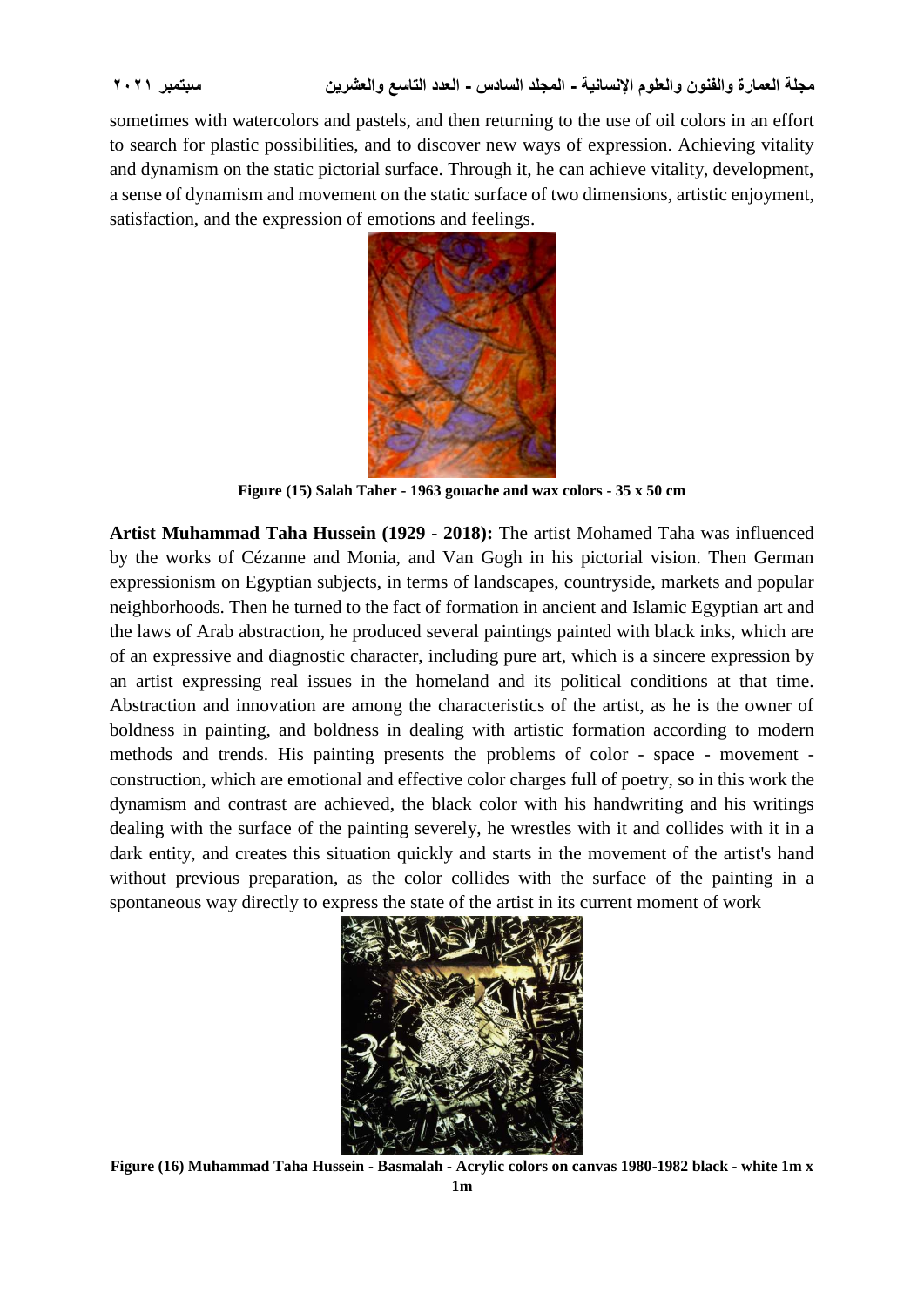sometimes with watercolors and pastels, and then returning to the use of oil colors in an effort to search for plastic possibilities, and to discover new ways of expression. Achieving vitality and dynamism on the static pictorial surface. Through it, he can achieve vitality, development, a sense of dynamism and movement on the static surface of two dimensions, artistic enjoyment, satisfaction, and the expression of emotions and feelings.

**Figure (15) Salah Taher - 1963 gouache and wax colors - 35 x 50 cm**

**Artist Muhammad Taha Hussein (1929 - 2018):** The artist Mohamed Taha was influenced by the works of Cézanne and Monia, and Van Gogh in his pictorial vision. Then German expressionism on Egyptian subjects, in terms of landscapes, countryside, markets and popular neighborhoods. Then he turned to the fact of formation in ancient and Islamic Egyptian art and the laws of Arab abstraction, he produced several paintings painted with black inks, which are of an expressive and diagnostic character, including pure art, which is a sincere expression by an artist expressing real issues in the homeland and its political conditions at that time. Abstraction and innovation are among the characteristics of the artist, as he is the owner of boldness in painting, and boldness in dealing with artistic formation according to modern methods and trends. His painting presents the problems of color - space - movement - construction, which are emotional and effective color charges full of poetry, so in this work the dynamism and contrast are achieved, the black color with his handwriting and his writings dealing with the surface of the painting severely, he wrestles with it and collides with it in a dark entity, and creates this situation quickly and starts in the movement of the artist's hand without previous preparation, as the color collides with the surface of the painting in a spontaneous way directly to express the state of the artist in its current moment of work

**Figure (16) Muhammad Taha Hussein - Basmalah - Acrylic colors on canvas 1980-1982 black - white 1m x 1m**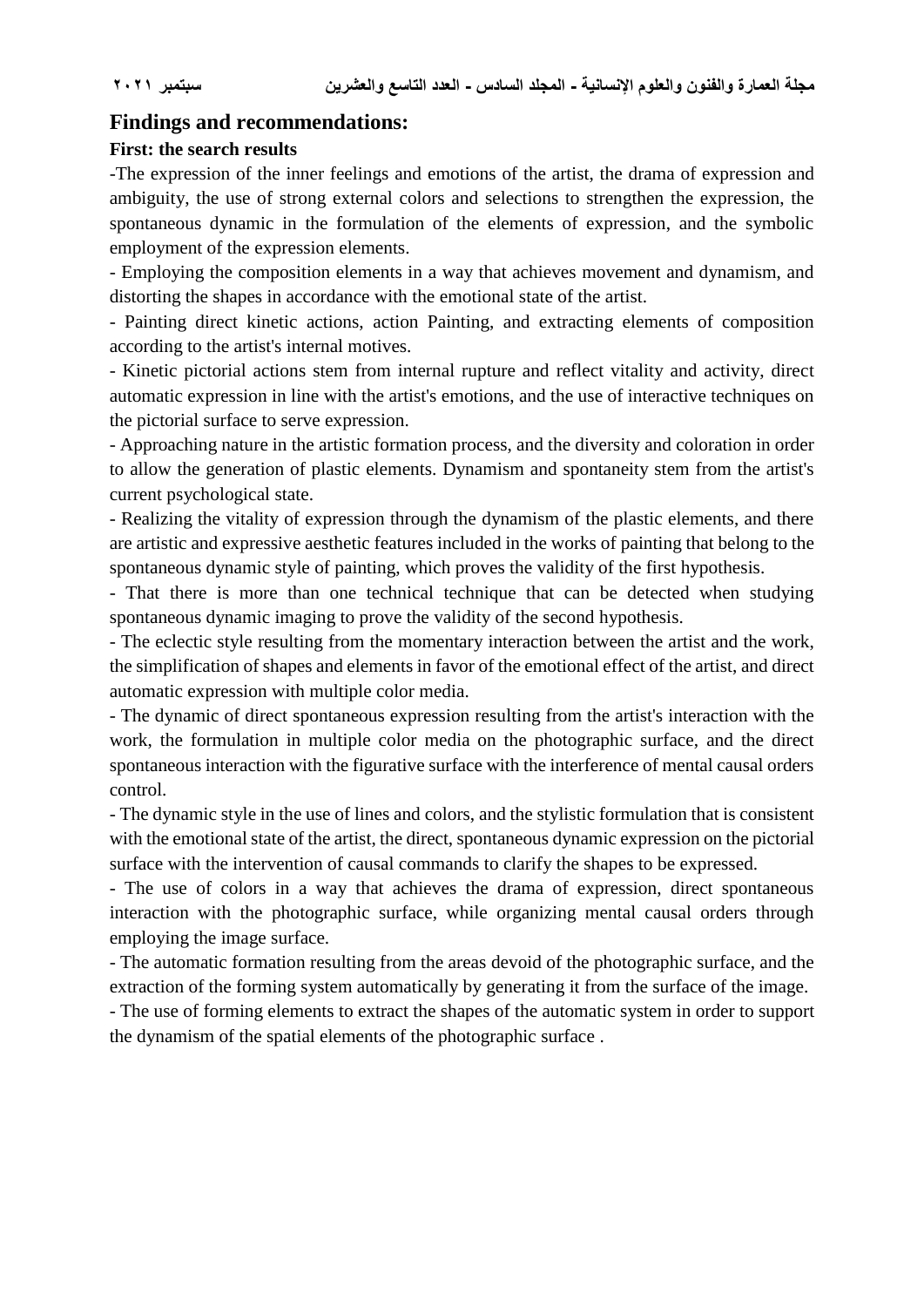## Findings and recommendations:

### First: the search results

-The expression of the inner feelings and emotions of the artist, the drama of expression and ambiguity, the use of strong external colors and selections to strengthen the expression, the spontaneous dynamic in the formulation of the elements of expression, and the symbolic employment of the expression elements.

- Employing the composition elements in a way that achieves movement and dynamism, and distorting the shapes in accordance with the emotional state of the artist.

- Painting direct kinetic actions, action Painting, and extracting elements of composition according to the artist's internal motives.

- Kinetic pictorial actions stem from internal rupture and reflect vitality and activity, direct automatic expression in line with the artist's emotions, and the use of interactive techniques on the pictorial surface to serve expression.

- Approaching nature in the artistic formation process, and the diversity and coloration in order to allow the generation of plastic elements. Dynamism and spontaneity stem from the artist's current psychological state.

- Realizing the vitality of expression through the dynamism of the plastic elements, and there are artistic and expressive aesthetic features included in the works of painting that belong to the spontaneous dynamic style of painting, which proves the validity of the first hypothesis.

- That there is more than one technical technique that can be detected when studying spontaneous dynamic imaging to prove the validity of the second hypothesis.

- The eclectic style resulting from the momentary interaction between the artist and the work, the simplification of shapes and elements in favor of the emotional effect of the artist, and direct automatic expression with multiple color media.

- The dynamic of direct spontaneous expression resulting from the artist's interaction with the work, the formulation in multiple color media on the photographic surface, and the direct spontaneous interaction with the figurative surface with the interference of mental causal orders control.

- The dynamic style in the use of lines and colors, and the stylistic formulation that is consistent with the emotional state of the artist, the direct, spontaneous dynamic expression on the pictorial surface with the intervention of causal commands to clarify the shapes to be expressed.

- The use of colors in a way that achieves the drama of expression, direct spontaneous interaction with the photographic surface, while organizing mental causal orders through employing the image surface.

- The automatic formation resulting from the areas devoid of the photographic surface, and the extraction of the forming system automatically by generating it from the surface of the image.

- The use of forming elements to extract the shapes of the automatic system in order to support the dynamism of the spatial elements of the photographic surface .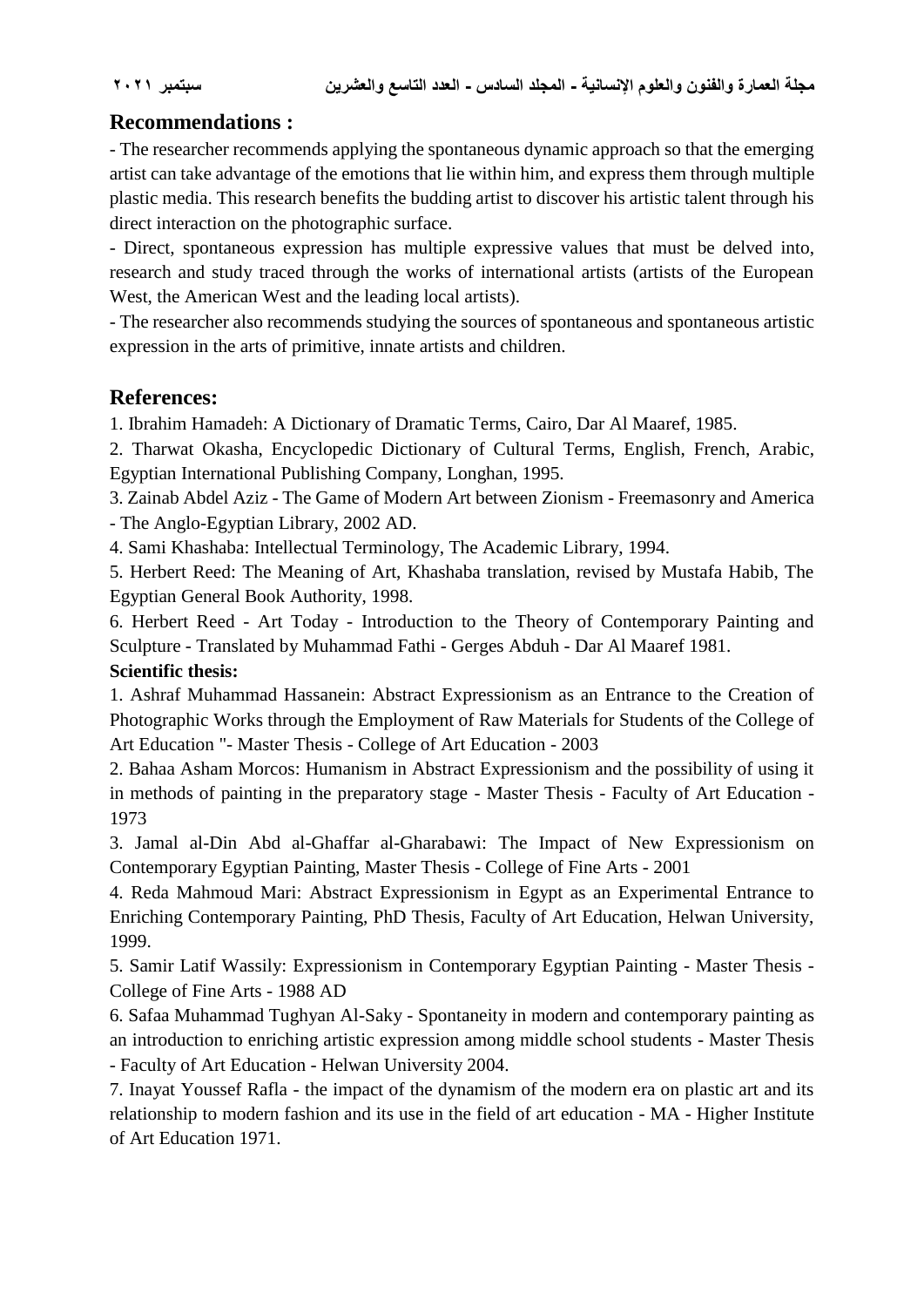## Recommendations :

- The researcher recommends applying the spontaneous dynamic approach so that the emerging artist can take advantage of the emotions that lie within him, and express them through multiple plastic media. This research benefits the budding artist to discover his artistic talent through his direct interaction on the photographic surface.
- Direct, spontaneous expression has multiple expressive values that must be delved into, research and study traced through the works of international artists (artists of the European West, the American West and the leading local artists).
- The researcher also recommends studying the sources of spontaneous and spontaneous artistic expression in the arts of primitive, innate artists and children.

## References:

1. Ibrahim Hamadeh: A Dictionary of Dramatic Terms, Cairo, Dar Al Maaref, 1985.
2. Tharwat Okasha, Encyclopedic Dictionary of Cultural Terms, English, French, Arabic, Egyptian International Publishing Company, Longhan, 1995.
3. Zainab Abdel Aziz - The Game of Modern Art between Zionism - Freemasonry and America - The Anglo-Egyptian Library, 2002 AD.
4. Sami Khashaba: Intellectual Terminology, The Academic Library, 1994.
5. Herbert Reed: The Meaning of Art, Khashaba translation, revised by Mustafa Habib, The Egyptian General Book Authority, 1998.
6. Herbert Reed - Art Today - Introduction to the Theory of Contemporary Painting and Sculpture - Translated by Muhammad Fathi - Gerges Abduh - Dar Al Maaref 1981.

**Scientific thesis:**

1. Ashraf Muhammad Hassanein: Abstract Expressionism as an Entrance to the Creation of Photographic Works through the Employment of Raw Materials for Students of the College of Art Education "- Master Thesis - College of Art Education - 2003
2. Bahaa Asham Morcos: Humanism in Abstract Expressionism and the possibility of using it in methods of painting in the preparatory stage - Master Thesis - Faculty of Art Education - 1973
3. Jamal al-Din Abd al-Ghaffar al-Gharabawi: The Impact of New Expressionism on Contemporary Egyptian Painting, Master Thesis - College of Fine Arts - 2001
4. Reda Mahmoud Mari: Abstract Expressionism in Egypt as an Experimental Entrance to Enriching Contemporary Painting, PhD Thesis, Faculty of Art Education, Helwan University, 1999.
5. Samir Latif Wassily: Expressionism in Contemporary Egyptian Painting - Master Thesis - College of Fine Arts - 1988 AD
6. Safaa Muhammad Tughyan Al-Saky - Spontaneity in modern and contemporary painting as an introduction to enriching artistic expression among middle school students - Master Thesis - Faculty of Art Education - Helwan University 2004.
7. Inayat Youssef Rafla - the impact of the dynamism of the modern era on plastic art and its relationship to modern fashion and its use in the field of art education - MA - Higher Institute of Art Education 1971.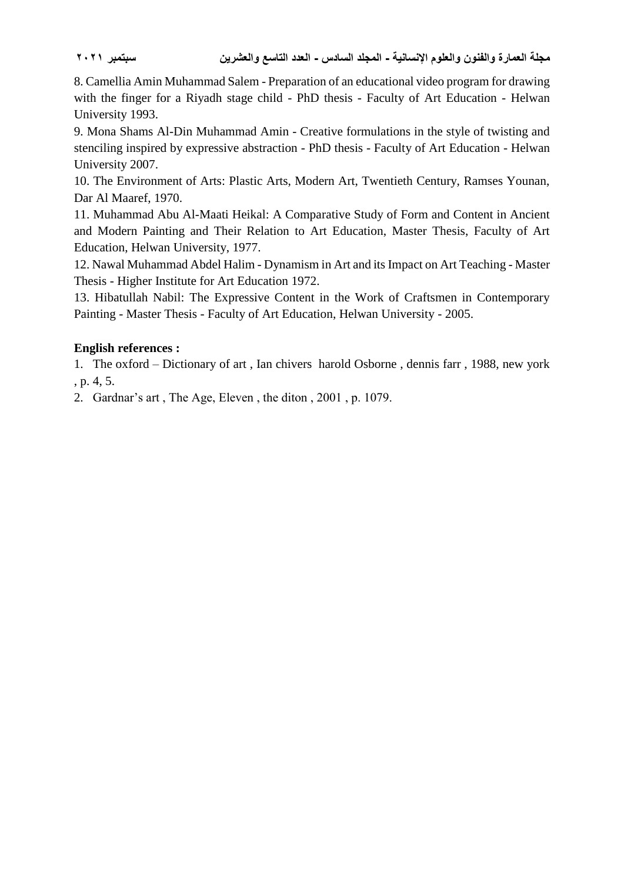8. Camellia Amin Muhammad Salem - Preparation of an educational video program for drawing with the finger for a Riyadh stage child - PhD thesis - Faculty of Art Education - Helwan University 1993.

9. Mona Shams Al-Din Muhammad Amin - Creative formulations in the style of twisting and stenciling inspired by expressive abstraction - PhD thesis - Faculty of Art Education - Helwan University 2007.

10. The Environment of Arts: Plastic Arts, Modern Art, Twentieth Century, Ramses Younan, Dar Al Maaref, 1970.

11. Muhammad Abu Al-Maati Heikal: A Comparative Study of Form and Content in Ancient and Modern Painting and Their Relation to Art Education, Master Thesis, Faculty of Art Education, Helwan University, 1977.

12. Nawal Muhammad Abdel Halim - Dynamism in Art and its Impact on Art Teaching - Master Thesis - Higher Institute for Art Education 1972.

13. Hibatullah Nabil: The Expressive Content in the Work of Craftsmen in Contemporary Painting - Master Thesis - Faculty of Art Education, Helwan University - 2005.

**English references :**

1. The oxford – Dictionary of art , Ian chivers harold Osborne , dennis farr , 1988, new york , p. 4, 5.
2. Gardnar's art , The Age, Eleven , the diton , 2001 , p. 1079.